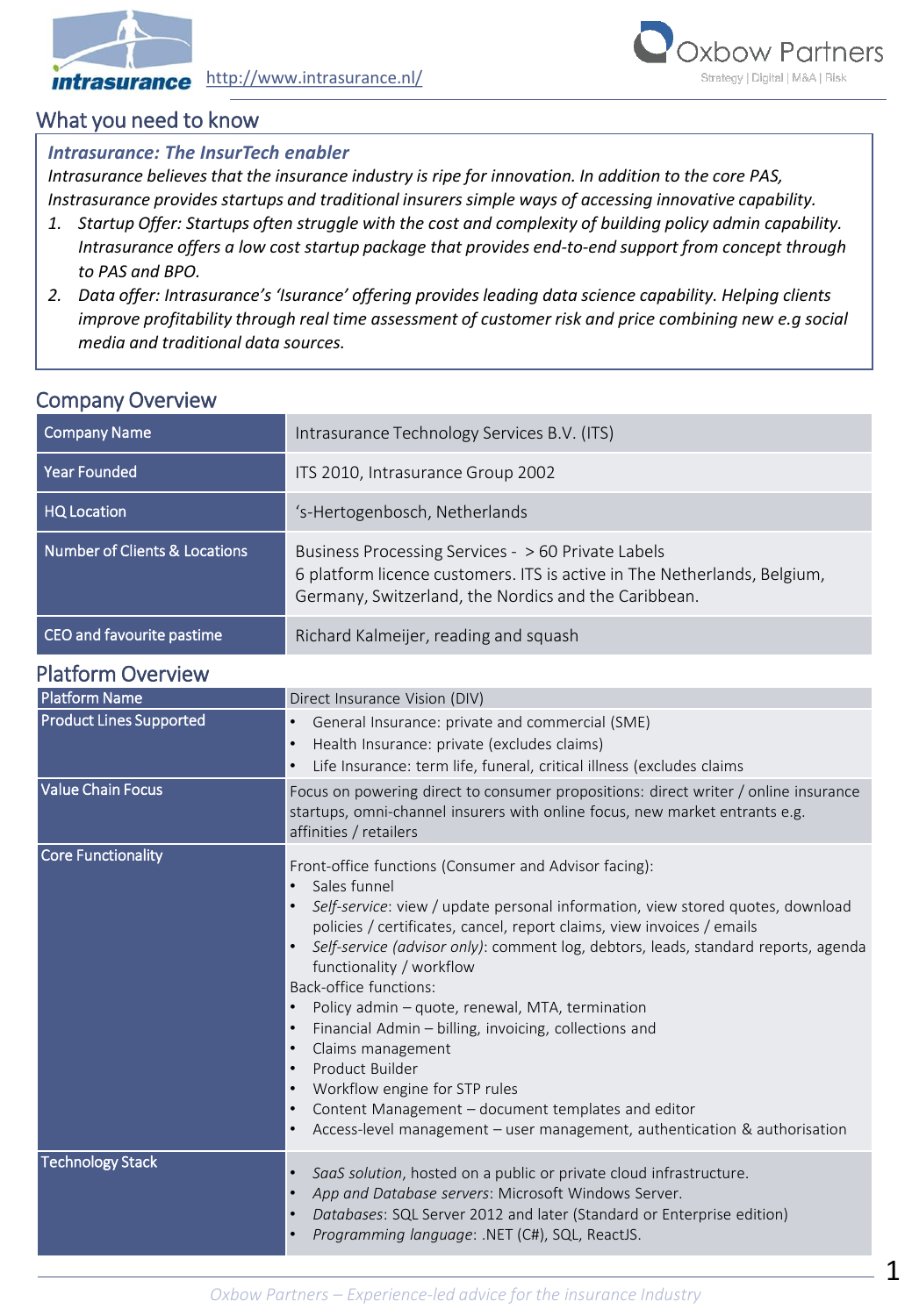intrasurance http://www.intrasurance.nl/

Oxbow Partners
Strategy | Digital | M&A | Risk

## What you need to know

***Intrasurance: The InsurTech enabler***

*Intrasurance believes that the insurance industry is ripe for innovation. In addition to the core PAS, Instrasurance provides startups and traditional insurers simple ways of accessing innovative capability.*

1. *Startup Offer: Startups often struggle with the cost and complexity of building policy admin capability. Intrasurance offers a low cost startup package that provides end-to-end support from concept through to PAS and BPO.*
2. *Data offer: Intrasurance's 'Isurance' offering provides leading data science capability. Helping clients improve profitability through real time assessment of customer risk and price combining new e.g social media and traditional data sources.*

## Company Overview

| | |
|---|---|
| Company Name | Intrasurance Technology Services B.V. (ITS) |
| Year Founded | ITS 2010, Intrasurance Group 2002 |
| HQ Location | 's-Hertogenbosch, Netherlands |
| Number of Clients & Locations | Business Processing Services - > 60 Private Labels<br>6 platform licence customers. ITS is active in The Netherlands, Belgium, Germany, Switzerland, the Nordics and the Caribbean. |
| CEO and favourite pastime | Richard Kalmeijer, reading and squash |

## Platform Overview

| | |
|---|---|
| Platform Name | Direct Insurance Vision (DIV) |
| Product Lines Supported | • General Insurance: private and commercial (SME)<br>• Health Insurance: private (excludes claims)<br>• Life Insurance: term life, funeral, critical illness (excludes claims |
| Value Chain Focus | Focus on powering direct to consumer propositions: direct writer / online insurance startups, omni-channel insurers with online focus, new market entrants e.g. affinities / retailers |
| Core Functionality | Front-office functions (Consumer and Advisor facing):<br>• Sales funnel<br>• *Self-service*: view / update personal information, view stored quotes, download policies / certificates, cancel, report claims, view invoices / emails<br>• *Self-service (advisor only)*: comment log, debtors, leads, standard reports, agenda functionality / workflow<br>Back-office functions:<br>• Policy admin – quote, renewal, MTA, termination<br>• Financial Admin – billing, invoicing, collections and<br>• Claims management<br>• Product Builder<br>• Workflow engine for STP rules<br>• Content Management – document templates and editor<br>• Access-level management – user management, authentication & authorisation |
| Technology Stack | • *SaaS solution*, hosted on a public or private cloud infrastructure.<br>• *App and Database servers*: Microsoft Windows Server.<br>• *Databases*: SQL Server 2012 and later (Standard or Enterprise edition)<br>• *Programming language*: .NET (C#), SQL, ReactJS. |

*Oxbow Partners – Experience-led advice for the insurance Industry*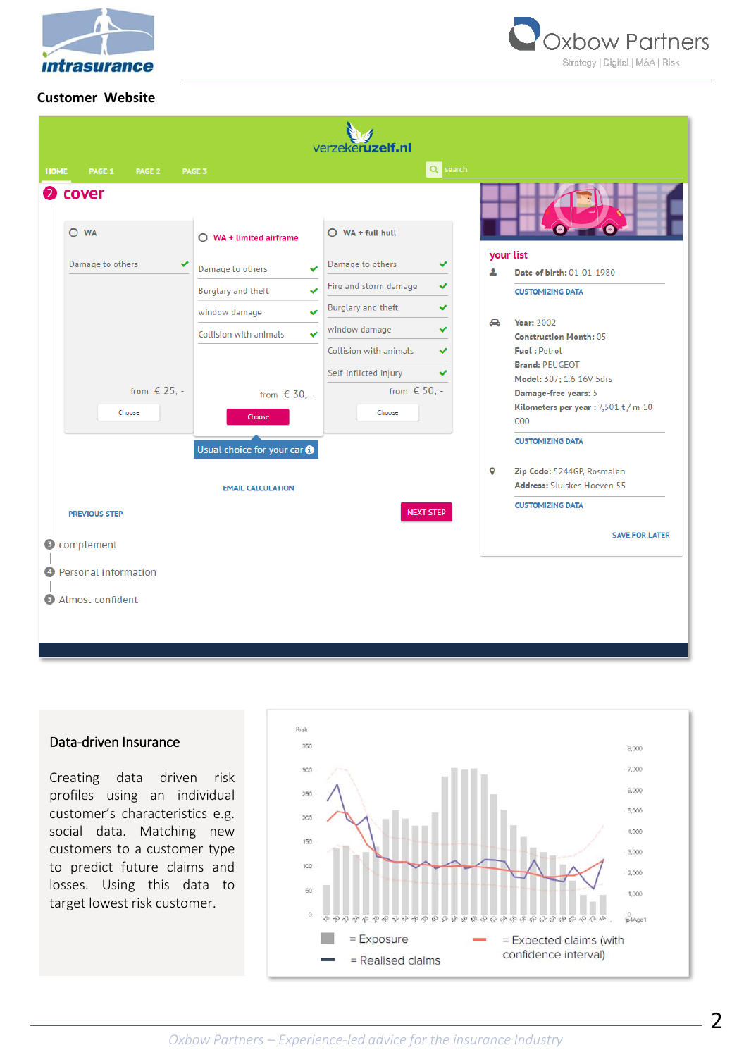intrasurance

Oxbow Partners
Strategy | Digital | M&A | Risk

**Customer Website**

verzekeruzelf.nl

HOME PAGE 1 PAGE 2 PAGE 3

search

2 cover

WA
Damage to others
from € 25, -
Choose

WA + limited airframe
Damage to others
Burglary and theft
window damage
Collision with animals
from € 30, -
Choose
Usual choice for your car

WA + full hull
Damage to others
Fire and storm damage
Burglary and theft
window damage
Collision with animals
Self-inflicted injury
from € 50, -
Choose

EMAIL CALCULATION

PREVIOUS STEP

NEXT STEP

3 complement

4 Personal information

5 Almost confident

your list

**Date of birth:** 01-01-1980

CUSTOMIZING DATA

**Year:** 2002
**Construction Month:** 05
**Fuel :** Petrol
**Brand:** PEUGEOT
**Model:** 307; 1.6 16V 5drs
**Damage-free years:** 5
**Kilometers per year :** 7,501 t / m 10 000

CUSTOMIZING DATA

**Zip Code:** 5244GP, Rosmalen
**Address:** Sluiskes Hoeven 55

CUSTOMIZING DATA

SAVE FOR LATER

## Data-driven Insurance

Creating data driven risk profiles using an individual customer's characteristics e.g. social data. Matching new customers to a customer type to predict future claims and losses. Using this data to target lowest risk customer.

Risk
350
300
250
200
150
100
50
0

8,000
7,000
6,000
5,000
4,000
3,000
2,000
1,000
0

= Exposure
= Realised claims
= Expected claims (with confidence interval)

*Oxbow Partners – Experience-led advice for the insurance Industry*